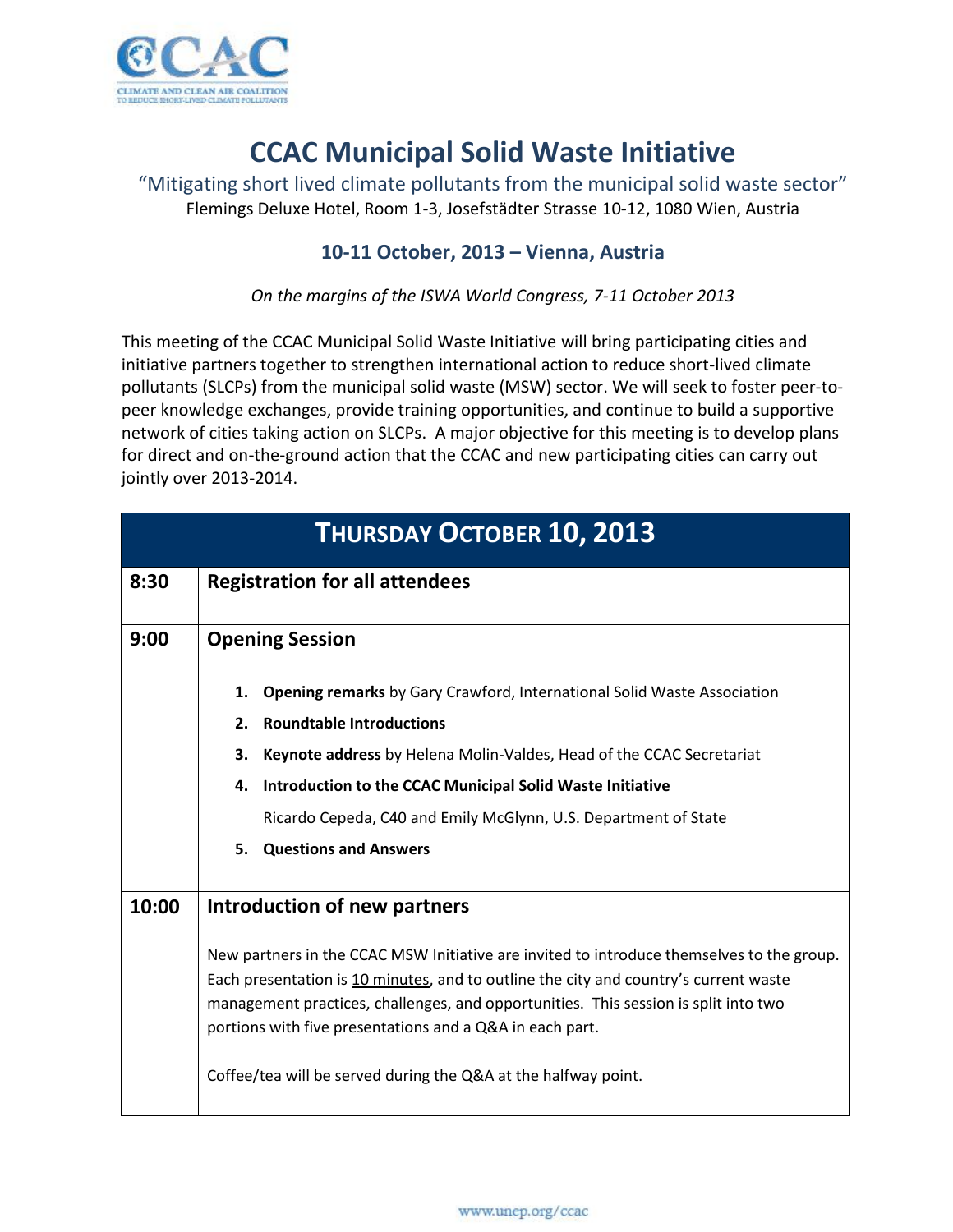# CCAC Municipal Solid Waste Initiative

"Mitigating short lived climate pollutants from the municipal solid waste sector"

Flemings Deluxe Hotel, Room 1-3, Josefstädter Strasse 10-12, 1080 Wien, Austria

### 10-11 October, 2013 – Vienna, Austria

*On the margins of the ISWA World Congress, 7-11 October 2013*

This meeting of the CCAC Municipal Solid Waste Initiative will bring participating cities and initiative partners together to strengthen international action to reduce short-lived climate pollutants (SLCPs) from the municipal solid waste (MSW) sector. We will seek to foster peer-to-peer knowledge exchanges, provide training opportunities, and continue to build a supportive network of cities taking action on SLCPs. A major objective for this meeting is to develop plans for direct and on-the-ground action that the CCAC and new participating cities can carry out jointly over 2013-2014.

| THURSDAY OCTOBER 10, 2013 | |
|---|---|
| **8:30** | **Registration for all attendees** |
| **9:00** | **Opening Session**<br><br>1. **Opening remarks** by Gary Crawford, International Solid Waste Association<br>2. **Roundtable Introductions**<br>3. **Keynote address** by Helena Molin-Valdes, Head of the CCAC Secretariat<br>4. **Introduction to the CCAC Municipal Solid Waste Initiative**<br>Ricardo Cepeda, C40 and Emily McGlynn, U.S. Department of State<br>5. **Questions and Answers** |
| **10:00** | **Introduction of new partners**<br><br>New partners in the CCAC MSW Initiative are invited to introduce themselves to the group. Each presentation is 10 minutes, and to outline the city and country's current waste management practices, challenges, and opportunities. This session is split into two portions with five presentations and a Q&A in each part.<br><br>Coffee/tea will be served during the Q&A at the halfway point. |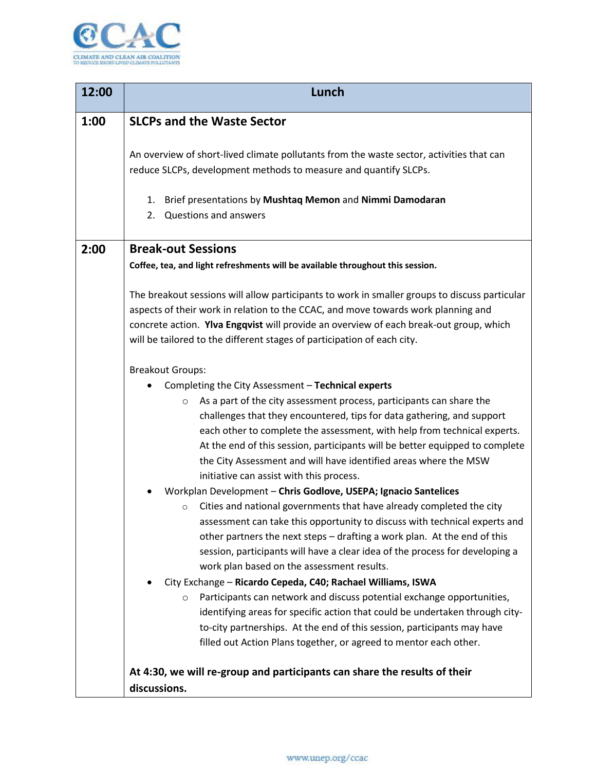| 12:00 | Lunch |
|---|---|
| 1:00 | **SLCPs and the Waste Sector**<br><br>An overview of short-lived climate pollutants from the waste sector, activities that can reduce SLCPs, development methods to measure and quantify SLCPs.<br><br>1. Brief presentations by **Mushtaq Memon** and **Nimmi Damodaran**<br>2. Questions and answers |
| 2:00 | **Break-out Sessions**<br>**Coffee, tea, and light refreshments will be available throughout this session.**<br><br>The breakout sessions will allow participants to work in smaller groups to discuss particular aspects of their work in relation to the CCAC, and move towards work planning and concrete action. **Ylva Engqvist** will provide an overview of each break-out group, which will be tailored to the different stages of participation of each city.<br><br>Breakout Groups:<br>• Completing the City Assessment – **Technical experts**<br>  ○ As a part of the city assessment process, participants can share the challenges that they encountered, tips for data gathering, and support each other to complete the assessment, with help from technical experts. At the end of this session, participants will be better equipped to complete the City Assessment and will have identified areas where the MSW initiative can assist with this process.<br>• Workplan Development – **Chris Godlove, USEPA; Ignacio Santelices**<br>  ○ Cities and national governments that have already completed the city assessment can take this opportunity to discuss with technical experts and other partners the next steps – drafting a work plan. At the end of this session, participants will have a clear idea of the process for developing a work plan based on the assessment results.<br>• City Exchange – **Ricardo Cepeda, C40; Rachael Williams, ISWA**<br>  ○ Participants can network and discuss potential exchange opportunities, identifying areas for specific action that could be undertaken through city-to-city partnerships. At the end of this session, participants may have filled out Action Plans together, or agreed to mentor each other.<br><br>**At 4:30, we will re-group and participants can share the results of their discussions.** |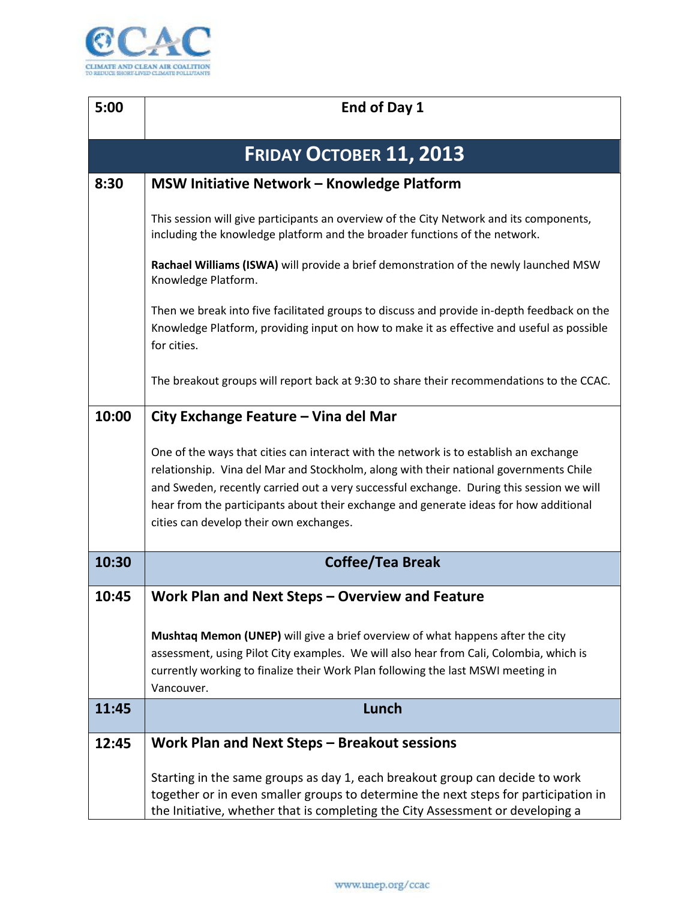| | |
|---|---|
| **5:00** | **End of Day 1** |
| | **FRIDAY OCTOBER 11, 2013** |
| **8:30** | **MSW Initiative Network – Knowledge Platform**<br><br>This session will give participants an overview of the City Network and its components, including the knowledge platform and the broader functions of the network.<br><br>**Rachael Williams (ISWA)** will provide a brief demonstration of the newly launched MSW Knowledge Platform.<br><br>Then we break into five facilitated groups to discuss and provide in-depth feedback on the Knowledge Platform, providing input on how to make it as effective and useful as possible for cities.<br><br>The breakout groups will report back at 9:30 to share their recommendations to the CCAC. |
| **10:00** | **City Exchange Feature – Vina del Mar**<br><br>One of the ways that cities can interact with the network is to establish an exchange relationship. Vina del Mar and Stockholm, along with their national governments Chile and Sweden, recently carried out a very successful exchange. During this session we will hear from the participants about their exchange and generate ideas for how additional cities can develop their own exchanges. |
| **10:30** | **Coffee/Tea Break** |
| **10:45** | **Work Plan and Next Steps – Overview and Feature**<br><br>**Mushtaq Memon (UNEP)** will give a brief overview of what happens after the city assessment, using Pilot City examples. We will also hear from Cali, Colombia, which is currently working to finalize their Work Plan following the last MSWI meeting in Vancouver. |
| **11:45** | **Lunch** |
| **12:45** | **Work Plan and Next Steps – Breakout sessions**<br><br>Starting in the same groups as day 1, each breakout group can decide to work together or in even smaller groups to determine the next steps for participation in the Initiative, whether that is completing the City Assessment or developing a |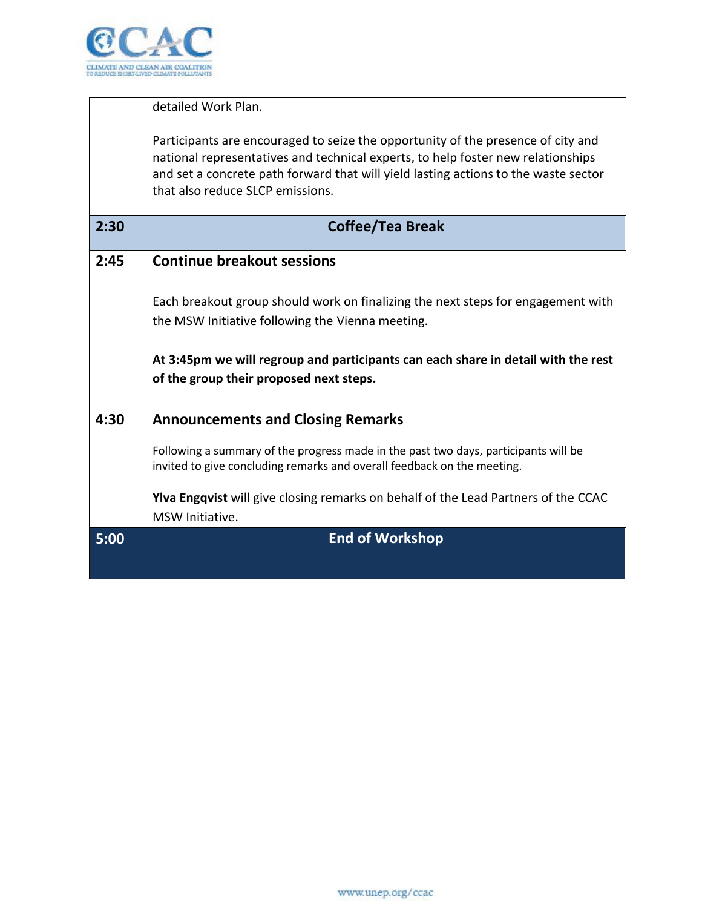| | |
|---|---|
| | detailed Work Plan.<br><br>Participants are encouraged to seize the opportunity of the presence of city and national representatives and technical experts, to help foster new relationships and set a concrete path forward that will yield lasting actions to the waste sector that also reduce SLCP emissions. |
| **2:30** | **Coffee/Tea Break** |
| **2:45** | **Continue breakout sessions**<br><br>Each breakout group should work on finalizing the next steps for engagement with the MSW Initiative following the Vienna meeting.<br><br>**At 3:45pm we will regroup and participants can each share in detail with the rest of the group their proposed next steps.** |
| **4:30** | **Announcements and Closing Remarks**<br><br>Following a summary of the progress made in the past two days, participants will be invited to give concluding remarks and overall feedback on the meeting.<br><br>**Ylva Engqvist** will give closing remarks on behalf of the Lead Partners of the CCAC MSW Initiative. |
| **5:00** | **End of Workshop** |